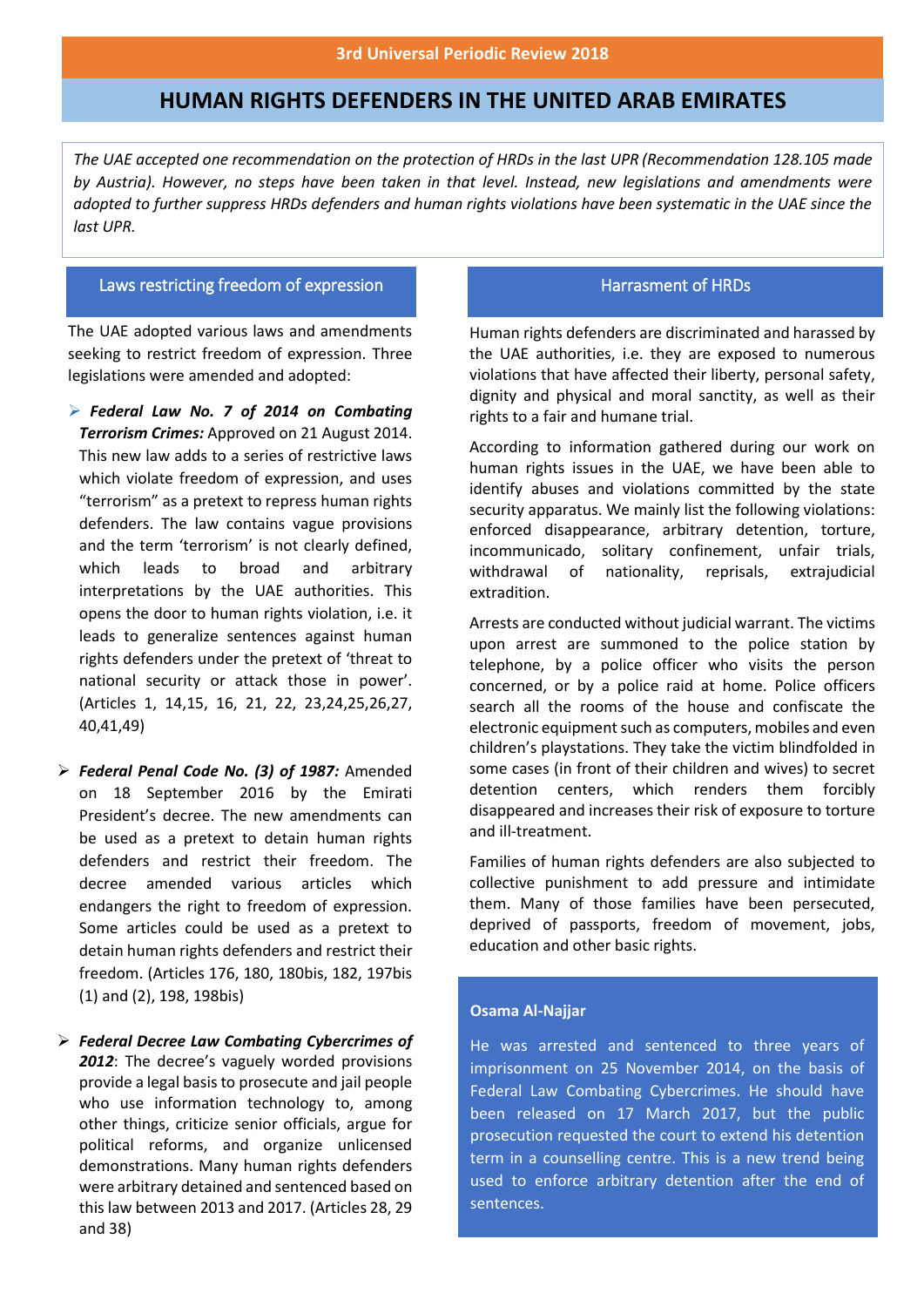3rd Universal Periodic Review 2018

# HUMAN RIGHTS DEFENDERS IN THE UNITED ARAB EMIRATES

*The UAE accepted one recommendation on the protection of HRDs in the last UPR (Recommendation 128.105 made by Austria). However, no steps have been taken in that level. Instead, new legislations and amendments were adopted to further suppress HRDs defenders and human rights violations have been systematic in the UAE since the last UPR.*

## Laws restricting freedom of expression

The UAE adopted various laws and amendments seeking to restrict freedom of expression. Three legislations were amended and adopted:

- ***Federal Law No. 7 of 2014 on Combating Terrorism Crimes:*** Approved on 21 August 2014. This new law adds to a series of restrictive laws which violate freedom of expression, and uses "terrorism" as a pretext to repress human rights defenders. The law contains vague provisions and the term 'terrorism' is not clearly defined, which leads to broad and arbitrary interpretations by the UAE authorities. This opens the door to human rights violation, i.e. it leads to generalize sentences against human rights defenders under the pretext of 'threat to national security or attack those in power'. (Articles 1, 14,15, 16, 21, 22, 23,24,25,26,27, 40,41,49)

- ***Federal Penal Code No. (3) of 1987:*** Amended on 18 September 2016 by the Emirati President's decree. The new amendments can be used as a pretext to detain human rights defenders and restrict their freedom. The decree amended various articles which endangers the right to freedom of expression. Some articles could be used as a pretext to detain human rights defenders and restrict their freedom. (Articles 176, 180, 180bis, 182, 197bis (1) and (2), 198, 198bis)

- ***Federal Decree Law Combating Cybercrimes of 2012***: The decree's vaguely worded provisions provide a legal basis to prosecute and jail people who use information technology to, among other things, criticize senior officials, argue for political reforms, and organize unlicensed demonstrations. Many human rights defenders were arbitrary detained and sentenced based on this law between 2013 and 2017. (Articles 28, 29 and 38)

## Harrassment of HRDs

Human rights defenders are discriminated and harassed by the UAE authorities, i.e. they are exposed to numerous violations that have affected their liberty, personal safety, dignity and physical and moral sanctity, as well as their rights to a fair and humane trial.

According to information gathered during our work on human rights issues in the UAE, we have been able to identify abuses and violations committed by the state security apparatus. We mainly list the following violations: enforced disappearance, arbitrary detention, torture, incommunicado, solitary confinement, unfair trials, withdrawal of nationality, reprisals, extrajudicial extradition.

Arrests are conducted without judicial warrant. The victims upon arrest are summoned to the police station by telephone, by a police officer who visits the person concerned, or by a police raid at home. Police officers search all the rooms of the house and confiscate the electronic equipment such as computers, mobiles and even children's playstations. They take the victim blindfolded in some cases (in front of their children and wives) to secret detention centers, which renders them forcibly disappeared and increases their risk of exposure to torture and ill-treatment.

Families of human rights defenders are also subjected to collective punishment to add pressure and intimidate them. Many of those families have been persecuted, deprived of passports, freedom of movement, jobs, education and other basic rights.

**Osama Al-Najjar**

He was arrested and sentenced to three years of imprisonment on 25 November 2014, on the basis of Federal Law Combating Cybercrimes. He should have been released on 17 March 2017, but the public prosecution requested the court to extend his detention term in a counselling centre. This is a new trend being used to enforce arbitrary detention after the end of sentences.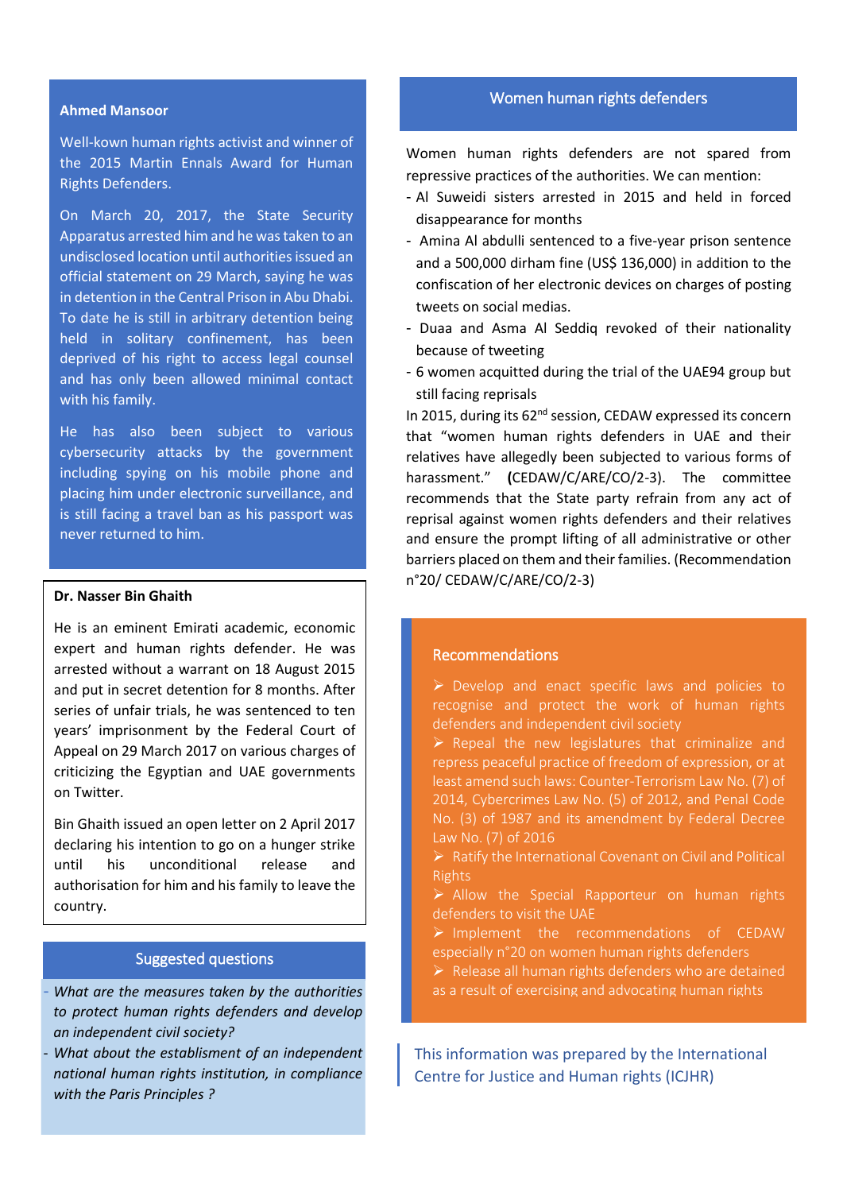### Ahmed Mansoor

Well-kown human rights activist and winner of the 2015 Martin Ennals Award for Human Rights Defenders.

On March 20, 2017, the State Security Apparatus arrested him and he was taken to an undisclosed location until authorities issued an official statement on 29 March, saying he was in detention in the Central Prison in Abu Dhabi. To date he is still in arbitrary detention being held in solitary confinement, has been deprived of his right to access legal counsel and has only been allowed minimal contact with his family.

He has also been subject to various cybersecurity attacks by the government including spying on his mobile phone and placing him under electronic surveillance, and is still facing a travel ban as his passport was never returned to him.

### Dr. Nasser Bin Ghaith

He is an eminent Emirati academic, economic expert and human rights defender. He was arrested without a warrant on 18 August 2015 and put in secret detention for 8 months. After series of unfair trials, he was sentenced to ten years' imprisonment by the Federal Court of Appeal on 29 March 2017 on various charges of criticizing the Egyptian and UAE governments on Twitter.

Bin Ghaith issued an open letter on 2 April 2017 declaring his intention to go on a hunger strike until his unconditional release and authorisation for him and his family to leave the country.

### Suggested questions

- *What are the measures taken by the authorities to protect human rights defenders and develop an independent civil society?*
- *What about the establishment of an independent national human rights institution, in compliance with the Paris Principles ?*

### Women human rights defenders

Women human rights defenders are not spared from repressive practices of the authorities. We can mention:

- Al Suweidi sisters arrested in 2015 and held in forced disappearance for months
- Amina Al abdulli sentenced to a five-year prison sentence and a 500,000 dirham fine (US$ 136,000) in addition to the confiscation of her electronic devices on charges of posting tweets on social medias.
- Duaa and Asma Al Seddiq revoked of their nationality because of tweeting
- 6 women acquitted during the trial of the UAE94 group but still facing reprisals

In 2015, during its 62[nd] session, CEDAW expressed its concern that "women human rights defenders in UAE and their relatives have allegedly been subjected to various forms of harassment." **(**CEDAW/C/ARE/CO/2-3). The committee recommends that the State party refrain from any act of reprisal against women rights defenders and their relatives and ensure the prompt lifting of all administrative or other barriers placed on them and their families. (Recommendation n°20/ CEDAW/C/ARE/CO/2-3)

### Recommendations

- Develop and enact specific laws and policies to recognise and protect the work of human rights defenders and independent civil society
- Repeal the new legislatures that criminalize and repress peaceful practice of freedom of expression, or at least amend such laws: Counter-Terrorism Law No. (7) of 2014, Cybercrimes Law No. (5) of 2012, and Penal Code No. (3) of 1987 and its amendment by Federal Decree Law No. (7) of 2016
- Ratify the International Covenant on Civil and Political Rights
- Allow the Special Rapporteur on human rights defenders to visit the UAE
- Implement the recommendations of CEDAW especially n°20 on women human rights defenders
- Release all human rights defenders who are detained as a result of exercising and advocating human rights

This information was prepared by the International Centre for Justice and Human rights (ICJHR)